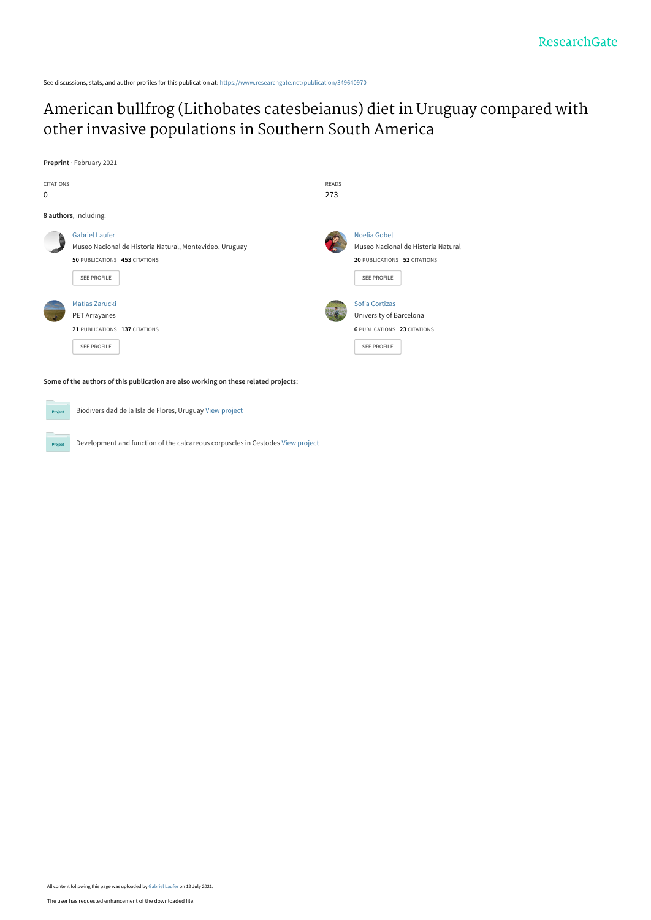See discussions, stats, and author profiles for this publication at: https://www.researchgate.net/publication/349640970

# American bullfrog (Lithobates catesbeianus) diet in Uruguay compared with other invasive populations in Southern South America

**Preprint** · February 2021

CITATIONS
0

READS
273

**8 authors**, including:

Gabriel Laufer
Museo Nacional de Historia Natural, Montevideo, Uruguay
**50** PUBLICATIONS **453** CITATIONS
SEE PROFILE

Noelia Gobel
Museo Nacional de Historia Natural
**20** PUBLICATIONS **52** CITATIONS
SEE PROFILE

Matias Zarucki
PET Arrayanes
**21** PUBLICATIONS **137** CITATIONS
SEE PROFILE

Sofia Cortizas
University of Barcelona
**6** PUBLICATIONS **23** CITATIONS
SEE PROFILE

**Some of the authors of this publication are also working on these related projects:**

Biodiversidad de la Isla de Flores, Uruguay View project

Development and function of the calcareous corpuscles in Cestodes View project

All content following this page was uploaded by Gabriel Laufer on 12 July 2021.

The user has requested enhancement of the downloaded file.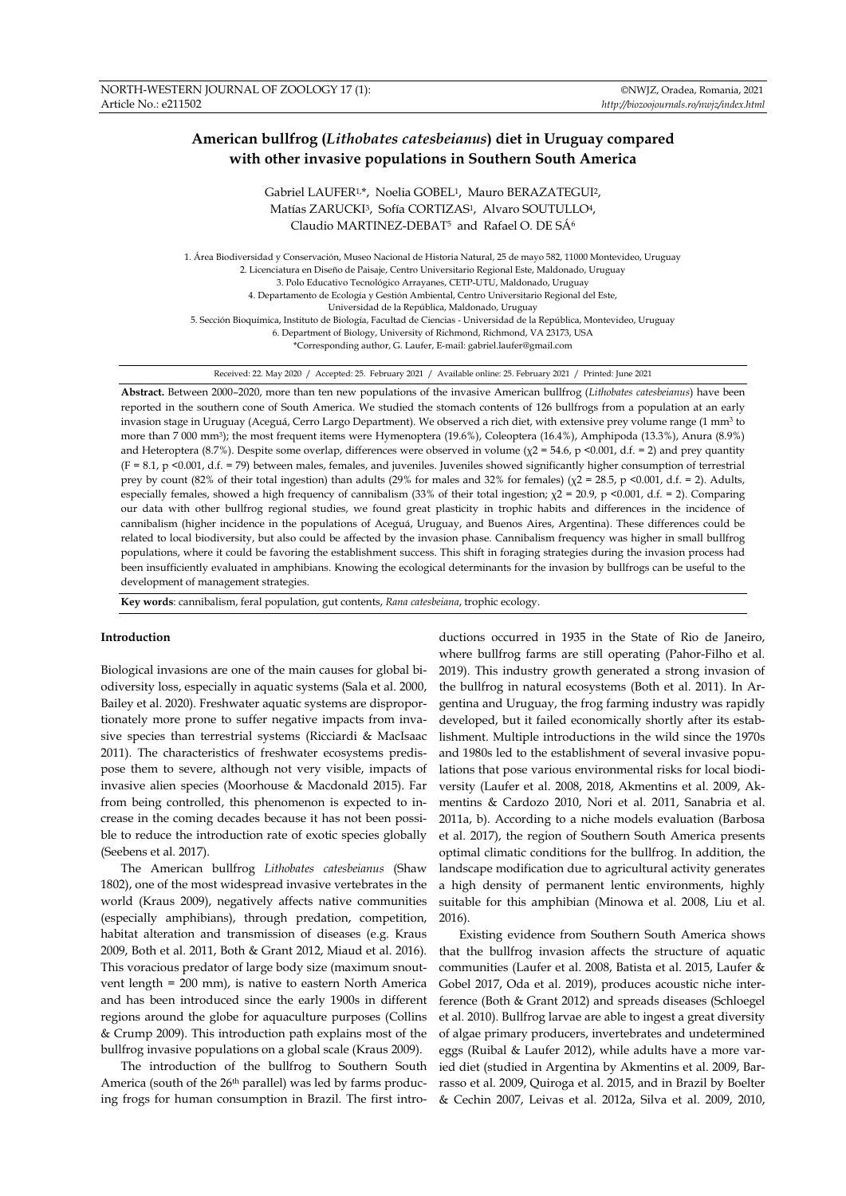# American bullfrog (*Lithobates catesbeianus*) diet in Uruguay compared with other invasive populations in Southern South America

Gabriel LAUFER[1,*], Noelia GOBEL[1], Mauro BERAZATEGUI[2], Matías ZARUCKI[3], Sofía CORTIZAS[1], Alvaro SOUTULLO[4], Claudio MARTINEZ-DEBAT[5] and Rafael O. DE SÁ[6]

1. Área Biodiversidad y Conservación, Museo Nacional de Historia Natural, 25 de mayo 582, 11000 Montevideo, Uruguay
2. Licenciatura en Diseño de Paisaje, Centro Universitario Regional Este, Maldonado, Uruguay
3. Polo Educativo Tecnológico Arrayanes, CETP-UTU, Maldonado, Uruguay
4. Departamento de Ecología y Gestión Ambiental, Centro Universitario Regional del Este, Universidad de la República, Maldonado, Uruguay
5. Sección Bioquímica, Instituto de Biología, Facultad de Ciencias - Universidad de la República, Montevideo, Uruguay
6. Department of Biology, University of Richmond, Richmond, VA 23173, USA

*Corresponding author, G. Laufer, E-mail: gabriel.laufer@gmail.com

Received: 22. May 2020 / Accepted: 25. February 2021 / Available online: 25. February 2021 / Printed: June 2021

**Abstract.** Between 2000–2020, more than ten new populations of the invasive American bullfrog (*Lithobates catesbeianus*) have been reported in the southern cone of South America. We studied the stomach contents of 126 bullfrogs from a population at an early invasion stage in Uruguay (Aceguá, Cerro Largo Department). We observed a rich diet, with extensive prey volume range (1 $mm^3$ to more than 7 000 $mm^3$); the most frequent items were Hymenoptera (19.6%), Coleoptera (16.4%), Amphipoda (13.3%), Anura (8.9%) and Heteroptera (8.7%). Despite some overlap, differences were observed in volume ($\chi^2 = 54.6$, $p < 0.001$, d.f. = 2) and prey quantity ($F = 8.1$, $p < 0.001$, d.f. = 79) between males, females, and juveniles. Juveniles showed significantly higher consumption of terrestrial prey by count (82% of their total ingestion) than adults (29% for males and 32% for females) ($\chi^2 = 28.5$, $p < 0.001$, d.f. = 2). Adults, especially females, showed a high frequency of cannibalism (33% of their total ingestion; $\chi^2 = 20.9$, $p < 0.001$, d.f. = 2). Comparing our data with other bullfrog regional studies, we found great plasticity in trophic habits and differences in the incidence of cannibalism (higher incidence in the populations of Aceguá, Uruguay, and Buenos Aires, Argentina). These differences could be related to local biodiversity, but also could be affected by the invasion phase. Cannibalism frequency was higher in small bullfrog populations, where it could be favoring the establishment success. This shift in foraging strategies during the invasion process had been insufficiently evaluated in amphibians. Knowing the ecological determinants for the invasion by bullfrogs can be useful to the development of management strategies.

**Key words**: cannibalism, feral population, gut contents, *Rana catesbeiana*, trophic ecology.

## Introduction

Biological invasions are one of the main causes for global biodiversity loss, especially in aquatic systems (Sala et al. 2000, Bailey et al. 2020). Freshwater aquatic systems are disproportionately more prone to suffer negative impacts from invasive species than terrestrial systems (Ricciardi & MacIsaac 2011). The characteristics of freshwater ecosystems predispose them to severe, although not very visible, impacts of invasive alien species (Moorhouse & Macdonald 2015). Far from being controlled, this phenomenon is expected to increase in the coming decades because it has not been possible to reduce the introduction rate of exotic species globally (Seebens et al. 2017).

The American bullfrog *Lithobates catesbeianus* (Shaw 1802), one of the most widespread invasive vertebrates in the world (Kraus 2009), negatively affects native communities (especially amphibians), through predation, competition, habitat alteration and transmission of diseases (e.g. Kraus 2009, Both et al. 2011, Both & Grant 2012, Miaud et al. 2016). This voracious predator of large body size (maximum snout-vent length = 200 mm), is native to eastern North America and has been introduced since the early 1900s in different regions around the globe for aquaculture purposes (Collins & Crump 2009). This introduction path explains most of the bullfrog invasive populations on a global scale (Kraus 2009).

The introduction of the bullfrog to Southern South America (south of the 26[th] parallel) was led by farms producing frogs for human consumption in Brazil. The first introductions occurred in 1935 in the State of Rio de Janeiro, where bullfrog farms are still operating (Pahor-Filho et al. 2019). This industry growth generated a strong invasion of the bullfrog in natural ecosystems (Both et al. 2011). In Argentina and Uruguay, the frog farming industry was rapidly developed, but it failed economically shortly after its establishment. Multiple introductions in the wild since the 1970s and 1980s led to the establishment of several invasive populations that pose various environmental risks for local biodiversity (Laufer et al. 2008, 2018, Akmentins et al. 2009, Akmentins & Cardozo 2010, Nori et al. 2011, Sanabria et al. 2011a, b). According to a niche models evaluation (Barbosa et al. 2017), the region of Southern South America presents optimal climatic conditions for the bullfrog. In addition, the landscape modification due to agricultural activity generates a high density of permanent lentic environments, highly suitable for this amphibian (Minowa et al. 2008, Liu et al. 2016).

Existing evidence from Southern South America shows that the bullfrog invasion affects the structure of aquatic communities (Laufer et al. 2008, Batista et al. 2015, Laufer & Gobel 2017, Oda et al. 2019), produces acoustic niche interference (Both & Grant 2012) and spreads diseases (Schloegel et al. 2010). Bullfrog larvae are able to ingest a great diversity of algae primary producers, invertebrates and undetermined eggs (Ruibal & Laufer 2012), while adults have a more varied diet (studied in Argentina by Akmentins et al. 2009, Barrasso et al. 2009, Quiroga et al. 2015, and in Brazil by Boelter & Cechin 2007, Leivas et al. 2012a, Silva et al. 2009, 2010,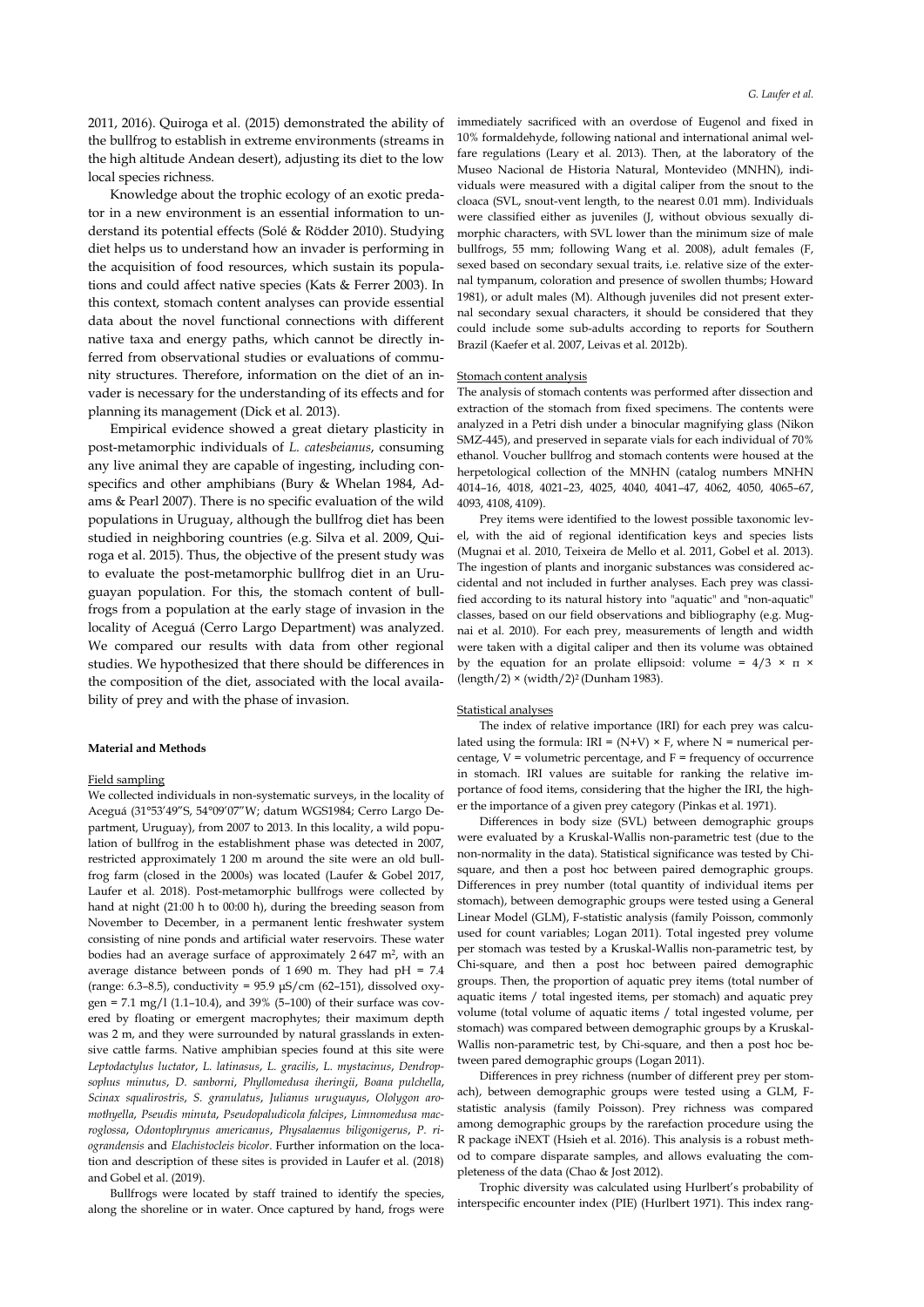2011, 2016). Quiroga et al. (2015) demonstrated the ability of the bullfrog to establish in extreme environments (streams in the high altitude Andean desert), adjusting its diet to the low local species richness.

Knowledge about the trophic ecology of an exotic predator in a new environment is an essential information to understand its potential effects (Solé & Rödder 2010). Studying diet helps us to understand how an invader is performing in the acquisition of food resources, which sustain its populations and could affect native species (Kats & Ferrer 2003). In this context, stomach content analyses can provide essential data about the novel functional connections with different native taxa and energy paths, which cannot be directly inferred from observational studies or evaluations of community structures. Therefore, information on the diet of an invader is necessary for the understanding of its effects and for planning its management (Dick et al. 2013).

Empirical evidence showed a great dietary plasticity in post-metamorphic individuals of *L. catesbeianus*, consuming any live animal they are capable of ingesting, including conspecifics and other amphibians (Bury & Whelan 1984, Adams & Pearl 2007). There is no specific evaluation of the wild populations in Uruguay, although the bullfrog diet has been studied in neighboring countries (e.g. Silva et al. 2009, Quiroga et al. 2015). Thus, the objective of the present study was to evaluate the post-metamorphic bullfrog diet in an Uruguayan population. For this, the stomach content of bullfrogs from a population at the early stage of invasion in the locality of Aceguá (Cerro Largo Department) was analyzed. We compared our results with data from other regional studies. We hypothesized that there should be differences in the composition of the diet, associated with the local availability of prey and with the phase of invasion.

**Material and Methods**

Field sampling

We collected individuals in non-systematic surveys, in the locality of Aceguá (31°53'49"S, 54°09'07"W; datum WGS1984; Cerro Largo Department, Uruguay), from 2007 to 2013. In this locality, a wild population of bullfrog in the establishment phase was detected in 2007, restricted approximately 1 200 m around the site were an old bullfrog farm (closed in the 2000s) was located (Laufer & Gobel 2017, Laufer et al. 2018). Post-metamorphic bullfrogs were collected by hand at night (21:00 h to 00:00 h), during the breeding season from November to December, in a permanent lentic freshwater system consisting of nine ponds and artificial water reservoirs. These water bodies had an average surface of approximately 2 647 m$^2$, with an average distance between ponds of 1 690 m. They had pH = 7.4 (range: 6.3–8.5), conductivity = 95.9 μS/cm (62–151), dissolved oxygen = 7.1 mg/l (1.1–10.4), and 39% (5–100) of their surface was covered by floating or emergent macrophytes; their maximum depth was 2 m, and they were surrounded by natural grasslands in extensive cattle farms. Native amphibian species found at this site were *Leptodactylus luctator*, *L. latinasus*, *L. gracilis*, *L. mystacinus*, *Dendropsophus minutus*, *D. sanborni*, *Phyllomedusa iheringii*, *Boana pulchella*, *Scinax squalirostris*, *S. granulatus*, *Julianus uruguayus*, *Ololygon aromothyella*, *Pseudis minuta*, *Pseudopaludicola falcipes*, *Limnomedusa macroglossa*, *Odontophrynus americanus*, *Physalaemus biligonigerus*, *P. riograndensis* and *Elachistocleis bicolor*. Further information on the location and description of these sites is provided in Laufer et al. (2018) and Gobel et al. (2019).

Bullfrogs were located by staff trained to identify the species, along the shoreline or in water. Once captured by hand, frogs were immediately sacrificed with an overdose of Eugenol and fixed in 10% formaldehyde, following national and international animal welfare regulations (Leary et al. 2013). Then, at the laboratory of the Museo Nacional de Historia Natural, Montevideo (MNHN), individuals were measured with a digital caliper from the snout to the cloaca (SVL, snout-vent length, to the nearest 0.01 mm). Individuals were classified either as juveniles (J, without obvious sexually dimorphic characters, with SVL lower than the minimum size of male bullfrogs, 55 mm; following Wang et al. 2008), adult females (F, sexed based on secondary sexual traits, i.e. relative size of the external tympanum, coloration and presence of swollen thumbs; Howard 1981), or adult males (M). Although juveniles did not present external secondary sexual characters, it should be considered that they could include some sub-adults according to reports for Southern Brazil (Kaefer et al. 2007, Leivas et al. 2012b).

Stomach content analysis

The analysis of stomach contents was performed after dissection and extraction of the stomach from fixed specimens. The contents were analyzed in a Petri dish under a binocular magnifying glass (Nikon SMZ-445), and preserved in separate vials for each individual of 70% ethanol. Voucher bullfrog and stomach contents were housed at the herpetological collection of the MNHN (catalog numbers MNHN 4014–16, 4018, 4021–23, 4025, 4040, 4041–47, 4062, 4050, 4065–67, 4093, 4108, 4109).

Prey items were identified to the lowest possible taxonomic level, with the aid of regional identification keys and species lists (Mugnai et al. 2010, Teixeira de Mello et al. 2011, Gobel et al. 2013). The ingestion of plants and inorganic substances was considered accidental and not included in further analyses. Each prey was classified according to its natural history into "aquatic" and "non-aquatic" classes, based on our field observations and bibliography (e.g. Mugnai et al. 2010). For each prey, measurements of length and width were taken with a digital caliper and then its volume was obtained by the equation for an prolate ellipsoid: volume = $4/3 \times \pi \times (\text{length}/2) \times (\text{width}/2)^2$ (Dunham 1983).

Statistical analyses

The index of relative importance (IRI) for each prey was calculated using the formula: IRI = $(N+V) \times F$, where N = numerical percentage, V = volumetric percentage, and F = frequency of occurrence in stomach. IRI values are suitable for ranking the relative importance of food items, considering that the higher the IRI, the higher the importance of a given prey category (Pinkas et al. 1971).

Differences in body size (SVL) between demographic groups were evaluated by a Kruskal-Wallis non-parametric test (due to the non-normality in the data). Statistical significance was tested by Chi-square, and then a post hoc between paired demographic groups. Differences in prey number (total quantity of individual items per stomach), between demographic groups were tested using a General Linear Model (GLM), F-statistic analysis (family Poisson, commonly used for count variables; Logan 2011). Total ingested prey volume per stomach was tested by a Kruskal-Wallis non-parametric test, by Chi-square, and then a post hoc between paired demographic groups. Then, the proportion of aquatic prey items (total number of aquatic items / total ingested items, per stomach) and aquatic prey volume (total volume of aquatic items / total ingested volume, per stomach) was compared between demographic groups by a Kruskal-Wallis non-parametric test, by Chi-square, and then a post hoc between pared demographic groups (Logan 2011).

Differences in prey richness (number of different prey per stomach), between demographic groups were tested using a GLM, F-statistic analysis (family Poisson). Prey richness was compared among demographic groups by the rarefaction procedure using the R package iNEXT (Hsieh et al. 2016). This analysis is a robust method to compare disparate samples, and allows evaluating the completeness of the data (Chao & Jost 2012).

Trophic diversity was calculated using Hurlbert's probability of interspecific encounter index (PIE) (Hurlbert 1971). This index rang-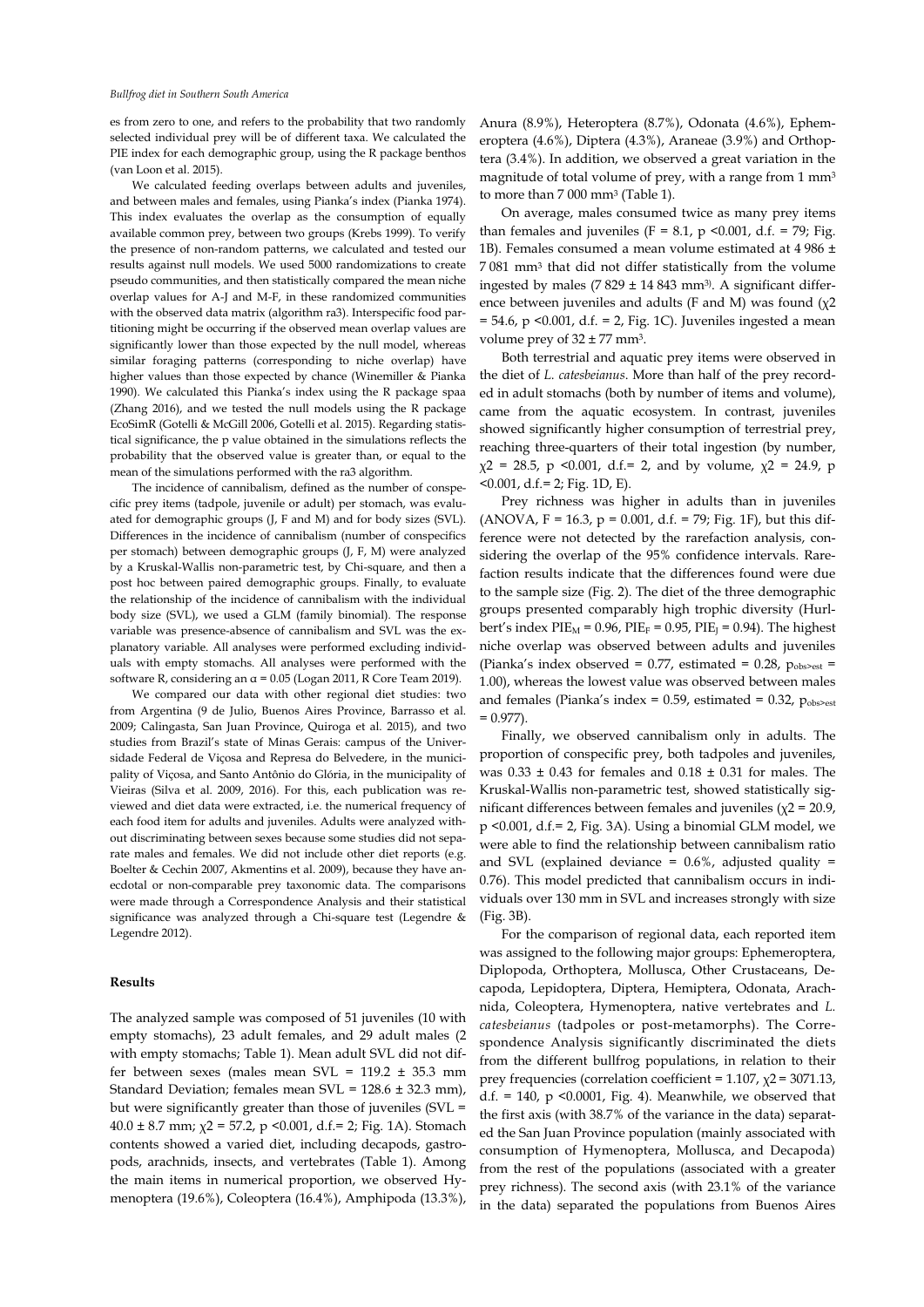es from zero to one, and refers to the probability that two randomly selected individual prey will be of different taxa. We calculated the PIE index for each demographic group, using the R package benthos (van Loon et al. 2015).

We calculated feeding overlaps between adults and juveniles, and between males and females, using Pianka's index (Pianka 1974). This index evaluates the overlap as the consumption of equally available common prey, between two groups (Krebs 1999). To verify the presence of non-random patterns, we calculated and tested our results against null models. We used 5000 randomizations to create pseudo communities, and then statistically compared the mean niche overlap values for A-J and M-F, in these randomized communities with the observed data matrix (algorithm ra3). Interspecific food partitioning might be occurring if the observed mean overlap values are significantly lower than those expected by the null model, whereas similar foraging patterns (corresponding to niche overlap) have higher values than those expected by chance (Winemiller & Pianka 1990). We calculated this Pianka's index using the R package spaa (Zhang 2016), and we tested the null models using the R package EcoSimR (Gotelli & McGill 2006, Gotelli et al. 2015). Regarding statistical significance, the p value obtained in the simulations reflects the probability that the observed value is greater than, or equal to the mean of the simulations performed with the ra3 algorithm.

The incidence of cannibalism, defined as the number of conspecific prey items (tadpole, juvenile or adult) per stomach, was evaluated for demographic groups (J, F and M) and for body sizes (SVL). Differences in the incidence of cannibalism (number of conspecifics per stomach) between demographic groups (J, F, M) were analyzed by a Kruskal-Wallis non-parametric test, by Chi-square, and then a post hoc between paired demographic groups. Finally, to evaluate the relationship of the incidence of cannibalism with the individual body size (SVL), we used a GLM (family binomial). The response variable was presence-absence of cannibalism and SVL was the explanatory variable. All analyses were performed excluding individuals with empty stomachs. All analyses were performed with the software R, considering an $\alpha = 0.05$ (Logan 2011, R Core Team 2019).

We compared our data with other regional diet studies: two from Argentina (9 de Julio, Province, Barrasso et al. 2009; Calingasta, San Juan Province, Quiroga et al. 2015), and two studies from Brazil's state of Minas Gerais: campus of the Universidade Federal de Viçosa and Represa do Belvedere, in the municipality of Viçosa, and Santo Antônio do Glória, in the municipality of Vieiras (Silva et al. 2009, 2016). For this, each publication was reviewed and diet data were extracted, i.e. the numerical frequency of each food item for adults and juveniles. Adults were analyzed without discriminating between sexes because some studies did not separate males and females. We did not include other diet reports (e.g. Boelter & Cechin 2007, Akmentins et al. 2009), because they have anecdotal or non-comparable prey taxonomic data. The comparisons were made through a Correspondence Analysis and their statistical significance was analyzed through a Chi-square test (Legendre & Legendre 2012).

## Results

The analyzed sample was composed of 51 juveniles (10 with empty stomachs), 23 adult females, and 29 adult males (2 with empty stomachs; Table 1). Mean adult SVL did not differ between sexes (males mean SVL = 119.2 ± 35.3 mm Standard Deviation; females mean SVL = 128.6 ± 32.3 mm), but were significantly greater than those of juveniles (SVL = 40.0 ± 8.7 mm; $\chi2 = 57.2$, $p < 0.001$, d.f.= 2; Fig. 1A). Stomach contents showed a varied diet, including decapods, gastropods, arachnids, insects, and vertebrates (Table 1). Among the main items in numerical proportion, we observed Hymenoptera (19.6%), Coleoptera (16.4%), Amphipoda (13.3%), Anura (8.9%), Heteroptera (8.7%), Odonata (4.6%), Ephemeroptera (4.6%), Diptera (4.3%), Araneae (3.9%) and Orthoptera (3.4%). In addition, we observed a great variation in the magnitude of total volume of prey, with a range from 1 $mm^3$ to more than 7 000 $mm^3$ (Table 1).

On average, males consumed twice as many prey items than females and juveniles ($F = 8.1$, $p < 0.001$, d.f. = 79; Fig. 1B). Females consumed a mean volume estimated at 4 986 ± 7 081 $mm^3$ that did not differ statistically from the volume ingested by males (7 829 ± 14 843 $mm^3$). A significant difference between juveniles and adults (F and M) was found ($\chi2 = 54.6$, $p < 0.001$, d.f. = 2, Fig. 1C). Juveniles ingested a mean volume prey of 32 ± 77 $mm^3$.

Both terrestrial and aquatic prey items were observed in the diet of *L. catesbeianus*. More than half of the prey recorded in adult stomachs (both by number of items and volume), came from the aquatic ecosystem. In contrast, juveniles showed significantly higher consumption of terrestrial prey, reaching three-quarters of their total ingestion (by number, $\chi2 = 28.5$, $p < 0.001$, d.f.= 2, and by volume, $\chi2 = 24.9$, $p < 0.001$, d.f.= 2; Fig. 1D, E).

Prey richness was higher in adults than in juveniles (ANOVA, $F = 16.3$, $p = 0.001$, d.f. = 79; Fig. 1F), but this difference were not detected by the rarefaction analysis, considering the overlap of the 95% confidence intervals. Rarefaction results indicate that the differences found were due to the sample size (Fig. 2). The diet of the three demographic groups presented comparably high trophic diversity (Hurlbert's index $PIE_M = 0.96$, $PIE_F = 0.95$, $PIE_J = 0.94$). The highest niche overlap was observed between adults and juveniles (Pianka's index observed = 0.77, estimated = 0.28, $p_{obs>est} = 1.00$), whereas the lowest value was observed between males and females (Pianka's index = 0.59, estimated = 0.32, $p_{obs>est} = 0.977$).

Finally, we observed cannibalism only in adults. The proportion of conspecific prey, both tadpoles and juveniles, was 0.33 ± 0.43 for females and 0.18 ± 0.31 for males. The Kruskal-Wallis non-parametric test, showed statistically significant differences between females and juveniles ($\chi2 = 20.9$, $p < 0.001$, d.f.= 2, Fig. 3A). Using a binomial GLM model, we were able to find the relationship between cannibalism ratio and SVL (explained deviance = 0.6%, adjusted quality = 0.76). This model predicted that cannibalism occurs in individuals over 130 mm in SVL and increases strongly with size (Fig. 3B).

For the comparison of regional data, each reported item was assigned to the following major groups: Ephemeroptera, Diplopoda, Orthoptera, Mollusca, Other Crustaceans, Decapoda, Lepidoptera, Diptera, Hemiptera, Odonata, Arachnida, Coleoptera, Hymenoptera, native vertebrates and *L. catesbeianus* (tadpoles or post-metamorphs). The Correspondence Analysis significantly discriminated the diets from the different bullfrog populations, in relation to their prey frequencies (correlation coefficient = 1.107, $\chi2 = 3071.13$, d.f. = 140, $p < 0.0001$, Fig. 4). Meanwhile, we observed that the first axis (with 38.7% of the variance in the data) separated the San Juan Province population (mainly associated with consumption of Hymenoptera, Mollusca, and Decapoda) from the rest of the populations (associated with a greater prey richness). The second axis (with 23.1% of the variance in the data) separated the populations from Buenos Aires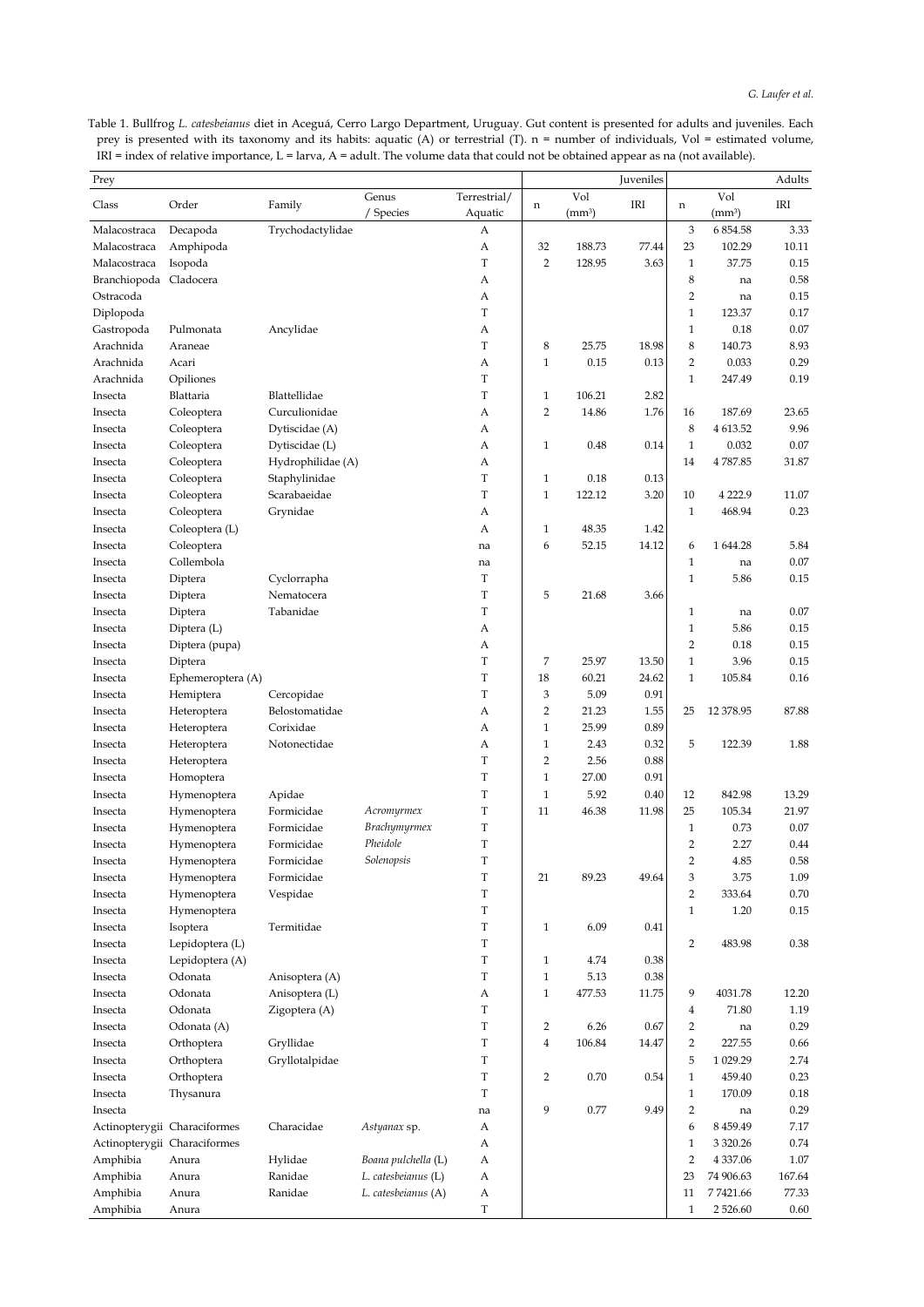Table 1. Bullfrog *L. catesbeianus* diet in Aceguá, Cerro Largo Department, Uruguay. Gut content is presented for adults and juveniles. Each prey is presented with its taxonomy and its habits: aquatic (A) or terrestrial (T). n = number of individuals, Vol = estimated volume, IRI = index of relative importance, L = larva, A = adult. The volume data that could not be obtained appear as na (not available).

| Prey | | | | | | | Juveniles | | | Adults |
|---|---|---|---|---|---|---|---|---|---|---|
| Class | Order | Family | Genus / Species | Terrestrial/ Aquatic | n | Vol (mm³) | IRI | n | Vol (mm³) | IRI |
| Malacostraca | Decapoda | Trychodactylidae | | A | | | | 3 | 6 854.58 | 3.33 |
| Malacostraca | Amphipoda | | | A | 32 | 188.73 | 77.44 | 23 | 102.29 | 10.11 |
| Malacostraca | Isopoda | | | T | 2 | 128.95 | 3.63 | 1 | 37.75 | 0.15 |
| Branchiopoda | Cladocera | | | A | | | | 8 | na | 0.58 |
| Ostracoda | | | | A | | | | 2 | na | 0.15 |
| Diplopoda | | | | T | | | | 1 | 123.37 | 0.17 |
| Gastropoda | Pulmonata | Ancylidae | | A | | | | 1 | 0.18 | 0.07 |
| Arachnida | Araneae | | | T | 8 | 25.75 | 18.98 | 8 | 140.73 | 8.93 |
| Arachnida | Acari | | | A | 1 | 0.15 | 0.13 | 2 | 0.033 | 0.29 |
| Arachnida | Opiliones | | | T | | | | 1 | 247.49 | 0.19 |
| Insecta | Blattaria | Blattellidae | | T | 1 | 106.21 | 2.82 | | | |
| Insecta | Coleoptera | Curculionidae | | A | 2 | 14.86 | 1.76 | 16 | 187.69 | 23.65 |
| Insecta | Coleoptera | Dytiscidae (A) | | A | | | | 8 | 4 613.52 | 9.96 |
| Insecta | Coleoptera | Dytiscidae (L) | | A | 1 | 0.48 | 0.14 | 1 | 0.032 | 0.07 |
| Insecta | Coleoptera | Hydrophilidae (A) | | A | | | | 14 | 4 787.85 | 31.87 |
| Insecta | Coleoptera | Staphylinidae | | T | 1 | 0.18 | 0.13 | | | |
| Insecta | Coleoptera | Scarabaeidae | | T | 1 | 122.12 | 3.20 | 10 | 4 222.9 | 11.07 |
| Insecta | Coleoptera | Grynidae | | A | | | | 1 | 468.94 | 0.23 |
| Insecta | Coleoptera (L) | | | A | 1 | 48.35 | 1.42 | | | |
| Insecta | Coleoptera | | | na | 6 | 52.15 | 14.12 | 6 | 1 644.28 | 5.84 |
| Insecta | Collembola | | | na | | | | 1 | na | 0.07 |
| Insecta | Diptera | Cyclorrapha | | T | | | | 1 | 5.86 | 0.15 |
| Insecta | Diptera | Nematocera | | T | 5 | 21.68 | 3.66 | | | |
| Insecta | Diptera | Tabanidae | | T | | | | 1 | na | 0.07 |
| Insecta | Diptera (L) | | | A | | | | 1 | 5.86 | 0.15 |
| Insecta | Diptera (pupa) | | | A | | | | 2 | 0.18 | 0.15 |
| Insecta | Diptera | | | T | 7 | 25.97 | 13.50 | 1 | 3.96 | 0.15 |
| Insecta | Ephemeroptera (A) | | | T | 18 | 60.21 | 24.62 | 1 | 105.84 | 0.16 |
| Insecta | Hemiptera | Cercopidae | | T | 3 | 5.09 | 0.91 | | | |
| Insecta | Heteroptera | Belostomatidae | | A | 2 | 21.23 | 1.55 | 25 | 12 378.95 | 87.88 |
| Insecta | Heteroptera | Corixidae | | A | 1 | 25.99 | 0.89 | | | |
| Insecta | Heteroptera | Notonectidae | | A | 1 | 2.43 | 0.32 | 5 | 122.39 | 1.88 |
| Insecta | Heteroptera | | | T | 2 | 2.56 | 0.88 | | | |
| Insecta | Homoptera | | | T | 1 | 27.00 | 0.91 | | | |
| Insecta | Hymenoptera | Apidae | | T | 1 | 5.92 | 0.40 | 12 | 842.98 | 13.29 |
| Insecta | Hymenoptera | Formicidae | *Acromyrmex* | T | 11 | 46.38 | 11.98 | 25 | 105.34 | 21.97 |
| Insecta | Hymenoptera | Formicidae | *Brachymyrmex* | T | | | | 1 | 0.73 | 0.07 |
| Insecta | Hymenoptera | Formicidae | *Pheidole* | T | | | | 2 | 2.27 | 0.44 |
| Insecta | Hymenoptera | Formicidae | *Solenopsis* | T | | | | 2 | 4.85 | 0.58 |
| Insecta | Hymenoptera | Formicidae | | T | 21 | 89.23 | 49.64 | 3 | 3.75 | 1.09 |
| Insecta | Hymenoptera | Vespidae | | T | | | | 2 | 333.64 | 0.70 |
| Insecta | Hymenoptera | | | T | | | | 1 | 1.20 | 0.15 |
| Insecta | Isoptera | Termitidae | | T | 1 | 6.09 | 0.41 | | | |
| Insecta | Lepidoptera (L) | | | T | | | | 2 | 483.98 | 0.38 |
| Insecta | Lepidoptera (A) | | | T | 1 | 4.74 | 0.38 | | | |
| Insecta | Odonata | Anisoptera (A) | | T | 1 | 5.13 | 0.38 | | | |
| Insecta | Odonata | Anisoptera (L) | | A | 1 | 477.53 | 11.75 | 9 | 4031.78 | 12.20 |
| Insecta | Odonata | Zigoptera (A) | | T | | | | 4 | 71.80 | 1.19 |
| Insecta | Odonata (A) | | | T | 2 | 6.26 | 0.67 | 2 | na | 0.29 |
| Insecta | Orthoptera | Gryllidae | | T | 4 | 106.84 | 14.47 | 2 | 227.55 | 0.66 |
| Insecta | Orthoptera | Gryllotalpidae | | T | | | | 5 | 1 029.29 | 2.74 |
| Insecta | Orthoptera | | | T | 2 | 0.70 | 0.54 | 1 | 459.40 | 0.23 |
| Insecta | Thysanura | | | T | | | | 1 | 170.09 | 0.18 |
| Insecta | | | | na | 9 | 0.77 | 9.49 | 2 | na | 0.29 |
| Actinopterygii | Characiformes | Characidae | *Astyanax* sp. | A | | | | 6 | 8 459.49 | 7.17 |
| Actinopterygii | Characiformes | | | A | | | | 1 | 3 320.26 | 0.74 |
| Amphibia | Anura | Hylidae | *Boana pulchella* (L) | A | | | | 2 | 4 337.06 | 1.07 |
| Amphibia | Anura | Ranidae | *L. catesbeianus* (L) | A | | | | 23 | 74 906.63 | 167.64 |
| Amphibia | Anura | Ranidae | *L. catesbeianus* (A) | A | | | | 11 | 7 7421.66 | 77.33 |
| Amphibia | Anura | | | T | | | | 1 | 2 526.60 | 0.60 |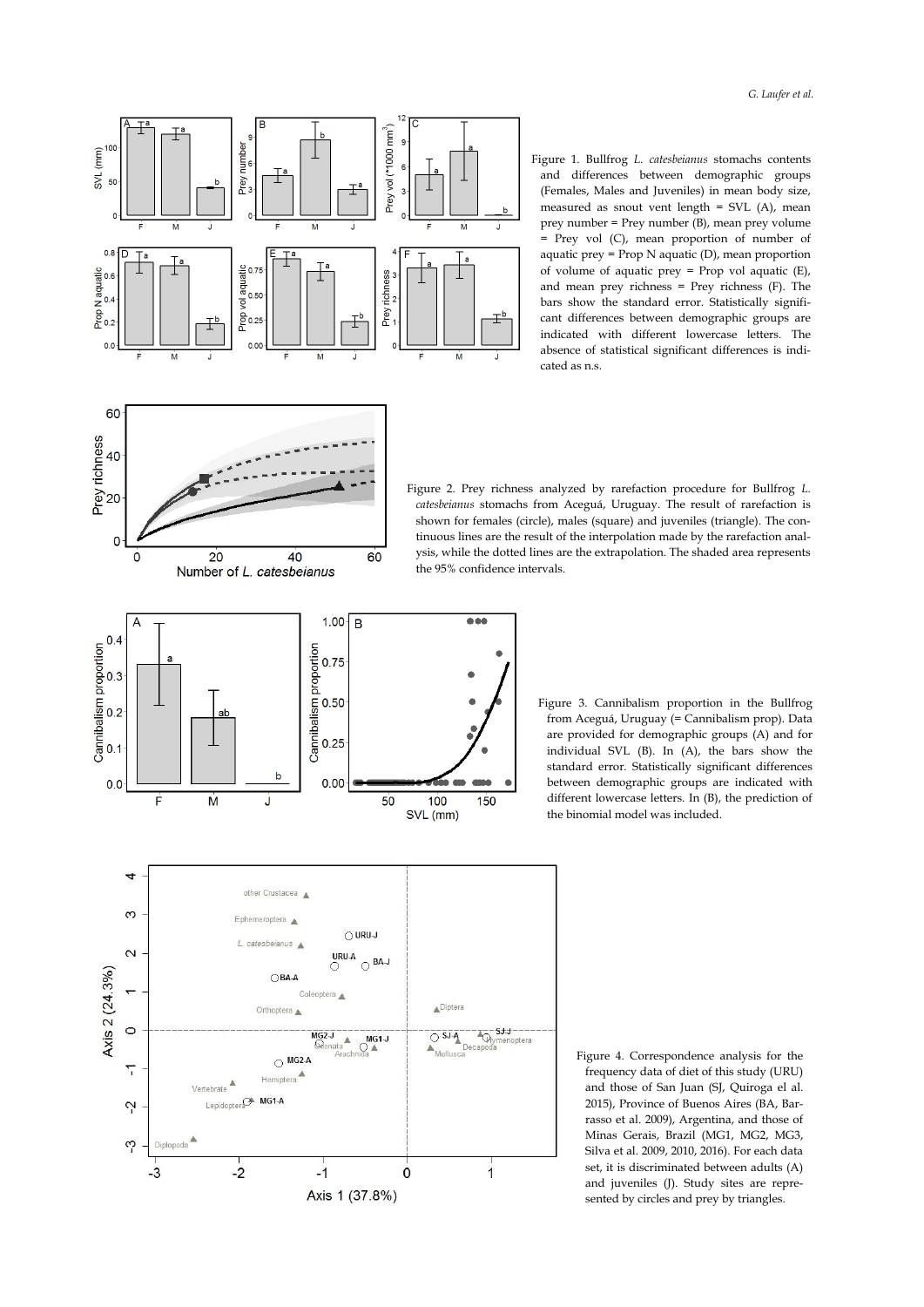Figure 1. Bullfrog *L. catesbeianus* stomachs contents and differences between demographic groups (Females, Males and Juveniles) in mean body size, measured as snout vent length = SVL (A), mean prey number = Prey number (B), mean prey volume = Prey vol (C), mean proportion of number of aquatic prey = Prop N aquatic (D), mean proportion of volume of aquatic prey = Prop vol aquatic (E), and mean prey richness = Prey richness (F). The bars show the standard error. Statistically significant differences between demographic groups are indicated with different lowercase letters. The absence of statistical significant differences is indicated as n.s.

Figure 2. Prey richness analyzed by rarefaction procedure for Bullfrog *L. catesbeianus* stomachs from Aceguá, Uruguay. The result of rarefaction is shown for females (circle), males (square) and juveniles (triangle). The continuous lines are the result of the interpolation made by the rarefaction analysis, while the dotted lines are the extrapolation. The shaded area represents the 95% confidence intervals.

Figure 3. Cannibalism proportion in the Bullfrog from Aceguá, Uruguay (= Cannibalism prop). Data are provided for demographic groups (A) and for individual SVL (B). In (A), the bars show the standard error. Statistically significant differences between demographic groups are indicated with different lowercase letters. In (B), the prediction of the binomial model was included.

Figure 4. Correspondence analysis for the frequency data of diet of this study (URU) and those of San Juan (SJ, Quiroga el al. 2015), Province of Buenos Aires (BA, Barrasso et al. 2009), Argentina, and those of Minas Gerais, Brazil (MG1, MG2, MG3, Silva et al. 2009, 2010, 2016). For each data set, it is discriminated between adults (A) and juveniles (J). Study sites are represented by circles and prey by triangles.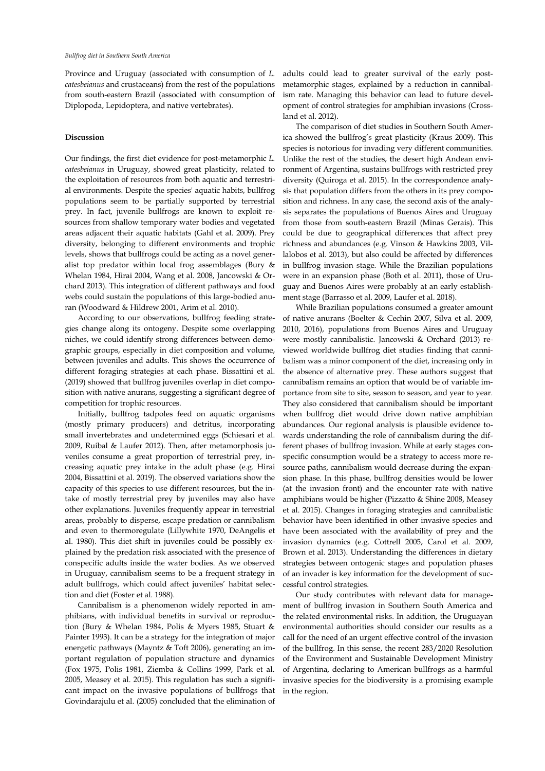Province and Uruguay (associated with consumption of *L. catesbeianus* and crustaceans) from the rest of the populations from south-eastern Brazil (associated with consumption of Diplopoda, Lepidoptera, and native vertebrates).

## Discussion

Our findings, the first diet evidence for post-metamorphic *L. catesbeianus* in Uruguay, showed great plasticity, related to the exploitation of resources from both aquatic and terrestrial environments. Despite the species' aquatic habits, bullfrog populations seem to be partially supported by terrestrial prey. In fact, juvenile bullfrogs are known to exploit resources from shallow temporary water bodies and vegetated areas adjacent their aquatic habitats (Gahl et al. 2009). Prey diversity, belonging to different environments and trophic levels, shows that bullfrogs could be acting as a novel generalist top predator within local frog assemblages (Bury & Whelan 1984, Hirai 2004, Wang et al. 2008, Jancowski & Orchard 2013). This integration of different pathways and food webs could sustain the populations of this large-bodied anuran (Woodward & Hildrew 2001, Arim et al. 2010).

According to our observations, bullfrog feeding strategies change along its ontogeny. Despite some overlapping niches, we could identify strong differences between demographic groups, especially in diet composition and volume, between juveniles and adults. This shows the occurrence of different foraging strategies at each phase. Bissattini et al. (2019) showed that bullfrog juveniles overlap in diet composition with native anurans, suggesting a significant degree of competition for trophic resources.

Initially, bullfrog tadpoles feed on aquatic organisms (mostly primary producers) and detritus, incorporating small invertebrates and undetermined eggs (Schiesari et al. 2009, Ruibal & Laufer 2012). Then, after metamorphosis juveniles consume a great proportion of terrestrial prey, increasing aquatic prey intake in the adult phase (e.g. Hirai 2004, Bissattini et al. 2019). The observed variations show the capacity of this species to use different resources, but the intake of mostly terrestrial prey by juveniles may also have other explanations. Juveniles frequently appear in terrestrial areas, probably to disperse, escape predation or cannibalism and even to thermoregulate (Lillywhite 1970, DeAngelis et al. 1980). This diet shift in juveniles could be possibly explained by the predation risk associated with the presence of conspecific adults inside the water bodies. As we observed in Uruguay, cannibalism seems to be a frequent strategy in adult bullfrogs, which could affect juveniles' habitat selection and diet (Foster et al. 1988).

Cannibalism is a phenomenon widely reported in amphibians, with individual benefits in survival or reproduction (Bury & Whelan 1984, Polis & Myers 1985, Stuart & Painter 1993). It can be a strategy for the integration of major energetic pathways (Mayntz & Toft 2006), generating an important regulation of population structure and dynamics (Fox 1975, Polis 1981, Ziemba & Collins 1999, Park et al. 2005, Measey et al. 2015). This regulation has such a significant impact on the invasive populations of bullfrogs that Govindarajulu et al. (2005) concluded that the elimination of adults could lead to greater survival of the early post-metamorphic stages, explained by a reduction in cannibalism rate. Managing this behavior can lead to future development of control strategies for amphibian invasions (Crossland et al. 2012).

The comparison of diet studies in Southern South America showed the bullfrog's great plasticity (Kraus 2009). This species is notorious for invading very different communities. Unlike the rest of the studies, the desert high Andean environment of Argentina, sustains bullfrogs with restricted prey diversity (Quiroga et al. 2015). In the correspondence analysis that population differs from the others in its prey composition and richness. In any case, the second axis of the analysis separates the populations of Buenos Aires and Uruguay from those from south-eastern Brazil (Minas Gerais). This could be due to geographical differences that affect prey richness and abundances (e.g. Vinson & Hawkins 2003, Villalobos et al. 2013), but also could be affected by differences in bullfrog invasion stage. While the Brazilian populations were in an expansion phase (Both et al. 2011), those of Uruguay and Buenos Aires were probably at an early establishment stage (Barrasso et al. 2009, Laufer et al. 2018).

While Brazilian populations consumed a greater amount of native anurans (Boelter & Cechin 2007, Silva et al. 2009, 2010, 2016), populations from Buenos Aires and Uruguay were mostly cannibalistic. Jancowski & Orchard (2013) reviewed worldwide bullfrog diet studies finding that cannibalism was a minor component of the diet, increasing only in the absence of alternative prey. These authors suggest that cannibalism remains an option that would be of variable importance from site to site, season to season, and year to year. They also considered that cannibalism should be important when bullfrog diet would drive down native amphibian abundances. Our regional analysis is plausible evidence towards understanding the role of cannibalism during the different phases of bullfrog invasion. While at early stages conspecific consumption would be a strategy to access more resource paths, cannibalism would decrease during the expansion phase. In this phase, bullfrog densities would be lower (at the invasion front) and the encounter rate with native amphibians would be higher (Pizzatto & Shine 2008, Measey et al. 2015). Changes in foraging strategies and cannibalistic behavior have been identified in other invasive species and have been associated with the availability of prey and the invasion dynamics (e.g. Cottrell 2005, Carol et al. 2009, Brown et al. 2013). Understanding the differences in dietary strategies between ontogenic stages and population phases of an invader is key information for the development of successful control strategies.

Our study contributes with relevant data for management of bullfrog invasion in Southern South America and the related environmental risks. In addition, the Uruguayan environmental authorities should consider our results as a call for the need of an urgent effective control of the invasion of the bullfrog. In this sense, the recent 283/2020 Resolution of the Environment and Sustainable Development Ministry of Argentina, declaring to American bullfrogs as a harmful invasive species for the biodiversity is a promising example in the region.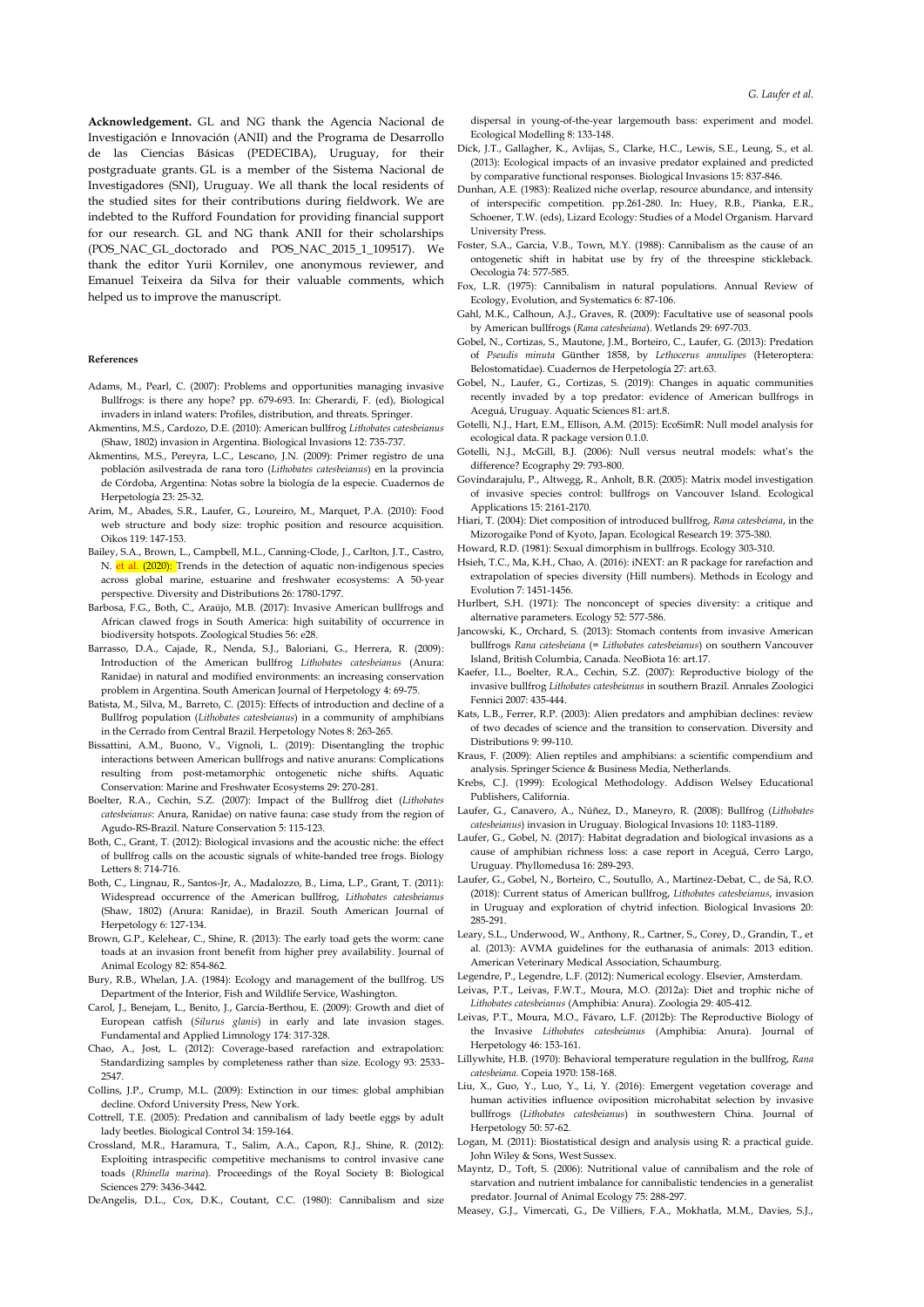**Acknowledgement.** GL and NG thank the Agencia Nacional de Investigación e Innovación (ANII) and the Programa de Desarrollo de las Ciencias Básicas (PEDECIBA), Uruguay, for their postgraduate grants. GL is a member of the Sistema Nacional de Investigadores (SNI), Uruguay. We all thank the local residents of the studied sites for their contributions during fieldwork. We are indebted to the Rufford Foundation for providing financial support for our research. GL and NG thank ANII for their scholarships (POS_NAC_GL_doctorado and POS_NAC_2015_1_109517). We thank the editor Yurii Kornilev, one anonymous reviewer, and Emanuel Teixeira da Silva for their valuable comments, which helped us to improve the manuscript.

#### References

- Adams, M., Pearl, C. (2007): Problems and opportunities managing invasive Bullfrogs: is there any hope? pp. 679-693. In: Gherardi, F. (ed), Biological invaders in inland waters: Profiles, distribution, and threats. Springer.
- Akmentins, M.S., Cardozo, D.E. (2010): American bullfrog *Lithobates catesbeianus* (Shaw, 1802) invasion in Argentina. Biological Invasions 12: 735-737.
- Akmentins, M.S., Pereyra, L.C., Lescano, J.N. (2009): Primer registro de una población asilvestrada de rana toro (*Lithobates catesbeianus*) en la provincia de Córdoba, Argentina: Notas sobre la biología de la especie. Cuadernos de Herpetología 23: 25-32.
- Arim, M., Abades, S.R., Laufer, G., Loureiro, M., Marquet, P.A. (2010): Food web structure and body size: trophic position and resource acquisition. Oikos 119: 147-153.
- Bailey, S.A., Brown, L., Campbell, M.L., Canning-Clode, J., Carlton, J.T., Castro, N. et al. (2020): Trends in the detection of aquatic non-indigenous species across global marine, estuarine and freshwater ecosystems: A 50-year perspective. Diversity and Distributions 26: 1780-1797.
- Barbosa, F.G., Both, C., Araújo, M.B. (2017): Invasive American bullfrogs and African clawed frogs in South America: high suitability of occurrence in biodiversity hotspots. Zoological Studies 56: e28.
- Barrasso, D.A., Cajade, R., Nenda, S.J., Baloriani, G., Herrera, R. (2009): Introduction of the American bullfrog *Lithobates catesbeianus* (Anura: Ranidae) in natural and modified environments: an increasing conservation problem in Argentina. South American Journal of Herpetology 4: 69-75.
- Batista, M., Silva, M., Barreto, C. (2015): Effects of introduction and decline of a Bullfrog population (*Lithobates catesbeianus*) in a community of amphibians in the Cerrado from Central Brazil. Herpetology Notes 8: 263-265.
- Bissattini, A.M., Buono, V., Vignoli, L. (2019): Disentangling the trophic interactions between American bullfrogs and native anurans: Complications resulting from post-metamorphic ontogenetic niche shifts. Aquatic Conservation: Marine and Freshwater Ecosystems 29: 270-281.
- Boelter, R.A., Cechin, S.Z. (2007): Impact of the Bullfrog diet (*Lithobates catesbeianus*: Anura, Ranidae) on native fauna: case study from the region of Agudo-RS-Brazil. Nature Conservation 5: 115-123.
- Both, C., Grant, T. (2012): Biological invasions and the acoustic niche: the effect of bullfrog calls on the acoustic signals of white-banded tree frogs. Biology Letters 8: 714-716.
- Both, C., Lingnau, R., Santos-Jr, A., Madalozzo, B., Lima, L.P., Grant, T. (2011): Widespread occurrence of the American bullfrog, *Lithobates catesbeianus* (Shaw, 1802) (Anura: Ranidae), in Brazil. South American Journal of Herpetology 6: 127-134.
- Brown, G.P., Kelehear, C., Shine, R. (2013): The early toad gets the worm: cane toads at an invasion front benefit from higher prey availability. Journal of Animal Ecology 82: 854-862.
- Bury, R.B., Whelan, J.A. (1984): Ecology and management of the bullfrog. US Department of the Interior, Fish and Wildlife Service, Washington.
- Carol, J., Benejam, L., Benito, J., García-Berthou, E. (2009): Growth and diet of European catfish (*Silurus glanis*) in early and late invasion stages. Fundamental and Applied Limnology 174: 317-328.
- Chao, A., Jost, L. (2012): Coverage-based rarefaction and extrapolation: Standardizing samples by completeness rather than size. Ecology 93: 2533-2547.
- Collins, J.P., Crump, M.L. (2009): Extinction in our times: global amphibian decline. Oxford University Press, New York.
- Cottrell, T.E. (2005): Predation and cannibalism of lady beetle eggs by adult lady beetles. Biological Control 34: 159-164.
- Crossland, M.R., Haramura, T., Salim, A.A., Capon, R.J., Shine, R. (2012): Exploiting intraspecific competitive mechanisms to control invasive cane toads (*Rhinella marina*). Proceedings of the Royal Society B: Biological Sciences 279: 3436-3442.
- DeAngelis, D.L., Cox, D.K., Coutant, C.C. (1980): Cannibalism and size dispersal in young-of-the-year largemouth bass: experiment and model. Ecological Modelling 8: 133-148.
- Dick, J.T., Gallagher, K., Avlijas, S., Clarke, H.C., Lewis, S.E., Leung, S., et al. (2013): Ecological impacts of an invasive predator explained and predicted by comparative functional responses. Biological Invasions 15: 837-846.
- Dunhan, A.E. (1983): Realized niche overlap, resource abundance, and intensity of interspecific competition. pp.261-280. In: Huey, R.B., Pianka, E.R., Schoener, T.W. (eds), Lizard Ecology: Studies of a Model Organism. Harvard University Press.
- Foster, S.A., Garcia, V.B., Town, M.Y. (1988): Cannibalism as the cause of an ontogenetic shift in habitat use by fry of the threespine stickleback. Oecologia 74: 577-585.
- Fox, L.R. (1975): Cannibalism in natural populations. Annual Review of Ecology, Evolution, and Systematics 6: 87-106.
- Gahl, M.K., Calhoun, A.J., Graves, R. (2009): Facultative use of seasonal pools by American bullfrogs (*Rana catesbeiana*). Wetlands 29: 697-703.
- Gobel, N., Cortizas, S., Mautone, J.M., Borteiro, C., Laufer, G. (2013): Predation of *Pseudis minuta* Günther 1858, by *Lethocerus annulipes* (Heteroptera: Belostomatidae). Cuadernos de Herpetología 27: art.63.
- Gobel, N., Laufer, G., Cortizas, S. (2019): Changes in aquatic communities recently invaded by a top predator: evidence of American bullfrogs in Aceguá, Uruguay. Aquatic Sciences 81: art.8.
- Gotelli, N.J., Hart, E.M., Ellison, A.M. (2015): EcoSimR: Null model analysis for ecological data. R package version 0.1.0.
- Gotelli, N.J., McGill, B.J. (2006): Null versus neutral models: what's the difference? Ecography 29: 793-800.
- Govindarajulu, P., Altwegg, R., Anholt, B.R. (2005): Matrix model investigation of invasive species control: bullfrogs on Vancouver Island. Ecological Applications 15: 2161-2170.
- Hiari, T. (2004): Diet composition of introduced bullfrog, *Rana catesbeiana*, in the Mizorogaike Pond of Kyoto, Japan. Ecological Research 19: 375-380.
- Howard, R.D. (1981): Sexual dimorphism in bullfrogs. Ecology 303-310.
- Hsieh, T.C., Ma, K.H., Chao, A. (2016): iNEXT: an R package for rarefaction and extrapolation of species diversity (Hill numbers). Methods in Ecology and Evolution 7: 1451-1456.
- Hurlbert, S.H. (1971): The nonconcept of species diversity: a critique and alternative parameters. Ecology 52: 577-586.
- Jancowski, K., Orchard, S. (2013): Stomach contents from invasive American bullfrogs *Rana catesbeiana* (= *Lithobates catesbeianus*) on southern Vancouver Island, British Columbia, Canada. NeoBiota 16: art.17.
- Kaefer, I.L., Boelter, R.A., Cechin, S.Z. (2007): Reproductive biology of the invasive bullfrog *Lithobates catesbeianus* in southern Brazil. Annales Zoologici Fennici 2007: 435-444.
- Kats, L.B., Ferrer, R.P. (2003): Alien predators and amphibian declines: review of two decades of science and the transition to conservation. Diversity and Distributions 9: 99-110.
- Kraus, F. (2009): Alien reptiles and amphibians: a scientific compendium and analysis. Springer Science & Business Media, Netherlands.
- Krebs, C.J. (1999): Ecological Methodology. Addison Welsey Educational Publishers, California.
- Laufer, G., Canavero, A., Núñez, D., Maneyro, R. (2008): Bullfrog (*Lithobates catesbeianus*) invasion in Uruguay. Biological Invasions 10: 1183-1189.
- Laufer, G., Gobel, N. (2017): Habitat degradation and biological invasions as a cause of amphibian richness loss: a case report in Aceguá, Cerro Largo, Uruguay. Phyllomedusa 16: 289-293.
- Laufer, G., Gobel, N., Borteiro, C., Soutullo, A., Martínez-Debat, C., de Sá, R.O. (2018): Current status of American bullfrog, *Lithobates catesbeianus*, invasion in Uruguay and exploration of chytrid infection. Biological Invasions 20: 285-291.
- Leary, S.L., Underwood, W., Anthony, R., Cartner, S., Corey, D., Grandin, T., et al. (2013): AVMA guidelines for the euthanasia of animals: 2013 edition. American Veterinary Medical Association, Schaumburg.
- Legendre, P., Legendre, L.F. (2012): Numerical ecology. Elsevier, Amsterdam.
- Leivas, P.T., Leivas, F.W.T., Moura, M.O. (2012a): Diet and trophic niche of *Lithobates catesbeianus* (Amphibia: Anura). Zoologia 29: 405-412.
- Leivas, P.T., Moura, M.O., Fávaro, L.F. (2012b): The Reproductive Biology of the Invasive *Lithobates catesbeianus* (Amphibia: Anura). Journal of Herpetology 46: 153-161.
- Lillywhite, H.B. (1970): Behavioral temperature regulation in the bullfrog, *Rana catesbeiana*. Copeia 1970: 158-168.
- Liu, X., Guo, Y., Luo, Y., Li, Y. (2016): Emergent vegetation coverage and human activities influence oviposition microhabitat selection by invasive bullfrogs (*Lithobates catesbeianus*) in southwestern China. Journal of Herpetology 50: 57-62.
- Logan, M. (2011): Biostatistical design and analysis using R: a practical guide. John Wiley & Sons, West Sussex.
- Mayntz, D., Toft, S. (2006): Nutritional value of cannibalism and the role of starvation and nutrient imbalance for cannibalistic tendencies in a generalist predator. Journal of Animal Ecology 75: 288-297.
- Measey, G.J., Vimercati, G., De Villiers, F.A., Mokhatla, M.M., Davies, S.J.,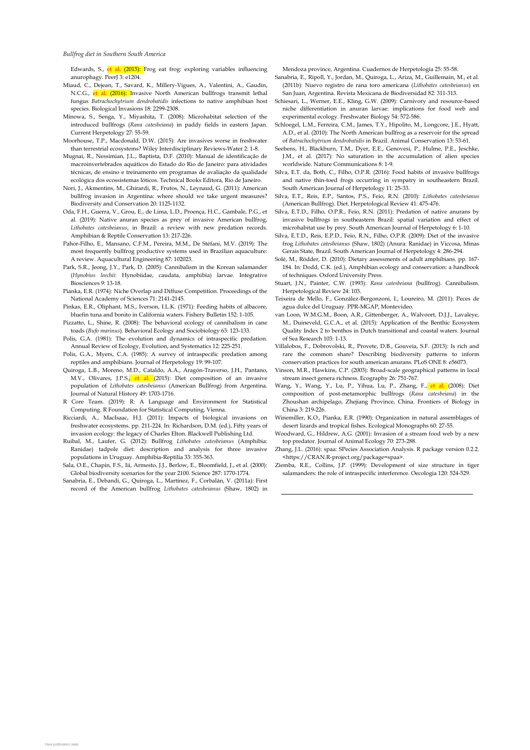Edwards, S., et al. (2015): Frog eat frog: exploring variables influencing anurophagy. PeerJ 3: e1204.

Miaud, C., Dejean, T., Savard, K., Millery-Vigues, A., Valentini, A., Gaudin, N.C.G., et al. (2016): Invasive North American bullfrogs transmit lethal fungus *Batrachochytrium dendrobatidis* infections to native amphibian host species. Biological Invasions 18: 2299-2308.

Minowa, S., Senga, Y., Miyashita, T. (2008): Microhabitat selection of the introduced bullfrogs (*Rana catesbeiana*) in paddy fields in eastern Japan. Current Herpetology 27: 55-59.

Moorhouse, T.P., Macdonald, D.W. (2015): Are invasives worse in freshwater than terrestrial ecosystems? Wiley Interdisciplinary Reviews-Water 2: 1-8.

Mugnai, R., Nessimian, J.L., Baptista, D.F. (2010): Manual de identificação de macroinvertebrados aquáticos do Estado do Rio de Janeiro: para atividades técnicas, de ensino e treinamento em programas de avaliação da qualidade ecológica dos ecossistemas lóticos. Technical Books Editora, Rio de Janeiro.

Nori, J., Akmentins, M., Ghirardi, R., Frutos, N., Leynaud, G. (2011): American bullfrog invasion in Argentina: where should we take urgent measures? Biodiversity and Conservation 20: 1125-1132.

Oda, F.H., Guerra, V., Grou, E., de Lima, L.D., Proença, H.C., Gambale, P.G., et al. (2019): Native anuran species as prey of invasive American bullfrog, *Lithobates catesbeianus*, in Brazil: a review with new predation records. Amphibian & Reptile Conservation 13: 217-226.

Pahor-Filho, E., Mansano, C.F.M., Pereira, M.M., De Stéfani, M.V. (2019): The most frequently bullfrog productive systems used in Brazilian aquaculture: A review. Aquacultural Engineering 87: 102023.

Park, S.R., Jeong, J.Y., Park, D. (2005): Cannibalism in the Korean salamander (*Hynobius leechii*: Hynobiidae, caudata, amphibia) larvae. Integrative Biosciences 9: 13-18.

Pianka, E.R. (1974): Niche Overlap and Diffuse Competition. Proceedings of the National Academy of Sciences 71: 2141-2145.

Pinkas, E.R., Oliphant, M.S., Iverson, I.L.K. (1971): Feeding habits of albacore, bluefin tuna and bonito in California waters. Fishery Bulletin 152: 1-105.

Pizzatto, L., Shine, R. (2008): The behavioral ecology of cannibalism in cane toads (*Bufo marinus*). Behavioral Ecology and Sociobiology 63: 123-133.

Polis, G.A. (1981): The evolution and dynamics of intraspecific predation. Annual Review of Ecology, Evolution, and Systematics 12: 225-251.

Polis, G.A., Myers, C.A. (1985): A survey of intraspecific predation among reptiles and amphibians. Journal of Herpetology 19: 99-107.

Quiroga, L.B., Moreno, M.D., Cataldo, A.A., Aragón-Traverso, J.H., Pantano, M.V., Olivares, J.P.S., et al. (2015): Diet composition of an invasive population of *Lithobates catesbeianus* (American Bullfrog) from Argentina. Journal of Natural History 49: 1703-1716.

R Core Team. (2019): R: A Language and Environment for Statistical Computing. R Foundation for Statistical Computing, Vienna.

Ricciardi, A., MacIsaac, H.J. (2011): Impacts of biological invasions on freshwater ecosystems. pp. 211-224. In: Richardson, D.M. (ed.), Fifty years of invasion ecology: the legacy of Charles Elton. Blackwell Publishing Ltd.

Ruibal, M., Laufer, G. (2012): Bullfrog *Lithobates catesbeianus* (Amphibia: Ranidae) tadpole diet: description and analysis for three invasive populations in Uruguay. Amphibia-Reptilia 33: 355-363.

Sala, O.E., Chapin, F.S., Iii, Armesto, J.J., Berlow, E., Bloomfield, J., et al. (2000): Global biodiversity scenarios for the year 2100. Science 287: 1770-1774.

Sanabria, E., Debandi, G., Quiroga, L., Martínez, F., Corbalán, V. (2011a): First record of the American bullfrog *Lithobates catesbeianus* (Shaw, 1802) in Mendoza province, Argentina. Cuadernos de Herpetología 25: 55-58.

Sanabria, E., Ripoll, Y., Jordan, M., Quiroga, L., Ariza, M., Guillemain, M., et al. (2011b): Nuevo registro de rana toro americana (*Lithobates catesbeianus*) en San Juan, Argentina. Revista Mexicana de Biodiversidad 82: 311-313.

Schiesari, L., Werner, E.E., Kling, G.W. (2009): Carnivory and resource-based niche differentiation in anuran larvae: implications for food web and experimental ecology. Freshwater Biology 54: 572-586.

Schloegel, L.M., Ferreira, C.M., James, T.Y., Hipolito, M., Longcore, J.E., Hyatt, A.D., et al. (2010): The North American bullfrog as a reservoir for the spread of *Batrachochytrium dendrobatidis* in Brazil. Animal Conservation 13: 53-61.

Seebens, H., Blackburn, T.M., Dyer, E.E., Genovesi, P., Hulme, P.E., Jeschke, J.M., et al. (2017): No saturation in the accumulation of alien species worldwide. Nature Communications 8: 1-9.

Silva, E.T. da, Both, C., Filho, O.P.R. (2016): Food habits of invasive bullfrogs and native thin-toed frogs occurring in sympatry in southeastern Brazil. South American Journal of Herpetology 11: 25-33.

Silva, E.T., Reis, E.P., Santos, P.S., Feio, R.N. (2010): *Lithobates catesbeianus* (American Bullfrog). Diet. Herpetological Review 41: 475-476.

Silva, E.T.D., Filho, O.P.R., Feio, R.N. (2011): Predation of native anurans by invasive bullfrogs in southeastern Brazil: spatial variation and effect of microhabitat use by prey. South American Journal of Herpetology 6: 1-10.

Silva, E.T.D., Reis, E.P.D., Feio, R.N., Filho, O.P.R. (2009): Diet of the invasive frog *Lithobates catesbeianus* (Shaw, 1802) (Anura: Ranidae) in Viccosa, Minas Gerais State, Brazil. South American Journal of Herpetology 4: 286-294.

Solé, M., Rödder, D. (2010): Dietary assessments of adult amphibians. pp. 167-184. In: Dodd, C.K. (ed.), Amphibian ecology and conservation: a handbook of techniques. Oxford University Press.

Stuart, J.N., Painter, C.W. (1993): *Rana catesbeiana* (bullfrog). Cannibalism. Herpetological Review 24: 103.

Teixeira de Mello, F., González-Bergonzoni, I., Loureiro, M. (2011): Peces de agua dulce del Uruguay. PPR-MGAP, Montevideo.

van Loon, W.M.G.M., Boon, A.R., Gittenberger, A., Walvoort, D.J.J., Lavaleye, M., Duineveld, G.C.A., et al. (2015): Application of the Benthic Ecosystem Quality Index 2 to benthos in Dutch transitional and coastal waters. Journal of Sea Research 103: 1-13.

Villalobos, F., Dobrovolski, R., Provete, D.B., Gouveia, S.F. (2013): Is rich and rare the common share? Describing biodiversity patterns to inform conservation practices for south american anurans. PLoS ONE 8: e56073.

Vinson, M.R., Hawkins, C.P. (2003): Broad-scale geographical patterns in local stream insect genera richness. Ecography 26: 751-767.

Wang, Y., Wang, Y., Lu, P., Yihua, Lu, P., Zhang, F., et al. (2008): Diet composition of post-metamorphic bullfrogs (*Rana catesbeiana*) in the Zhoushan archipelago, Zhejiang Province, China. Frontiers of Biology in China 3: 219-226.

Winemiller, K.O., Pianka, E.R. (1990): Organization in natural assemblages of desert lizards and tropical fishes. Ecological Monographs 60: 27-55.

Woodward, G., Hildrew, A.G. (2001): Invasion of a stream food web by a new top predator. Journal of Animal Ecology 70: 273-288.

Zhang, J.L. (2016): spaa: SPecies Association Analysis. R package version 0.2.2. <https://CRAN.R-project.org/package=spaa>.

Ziemba, R.E., Collins, J.P. (1999): Development of size structure in tiger salamanders: the role of intraspecific interference. Oecologia 120: 524-529.